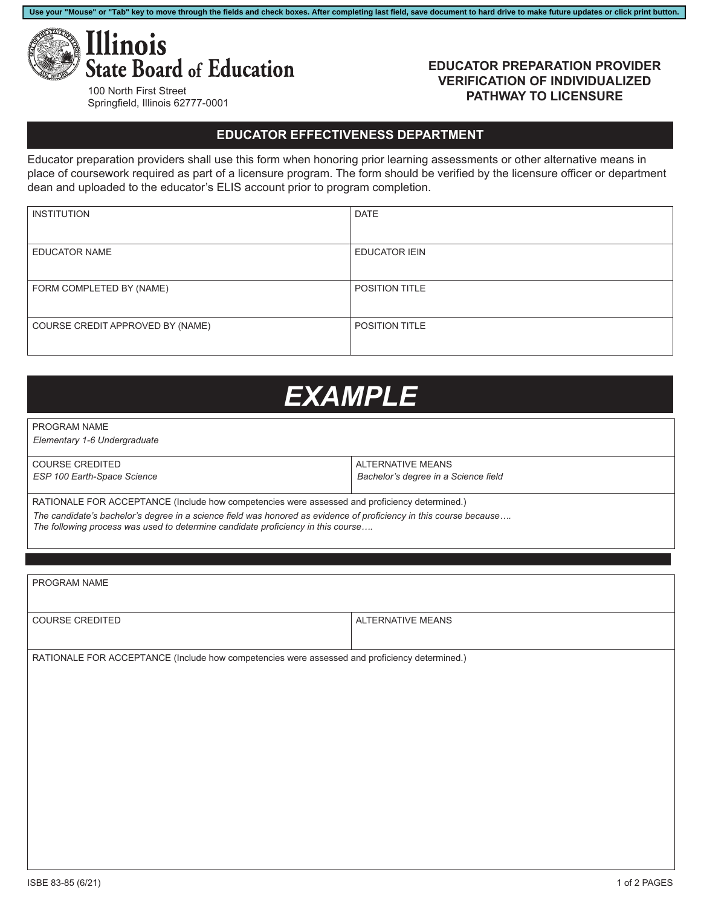Use your "Mouse" or "Tab" key to move through the fields and check boxes. After completing last field, save document to hard drive to make future updates or click print button.

# Illinois State Board of Education

100 North First Street
Springfield, Illinois 62777-0001

## EDUCATOR PREPARATION PROVIDER VERIFICATION OF INDIVIDUALIZED PATHWAY TO LICENSURE

## EDUCATOR EFFECTIVENESS DEPARTMENT

Educator preparation providers shall use this form when honoring prior learning assessments or other alternative means in place of coursework required as part of a licensure program. The form should be verified by the licensure officer or department dean and uploaded to the educator's ELIS account prior to program completion.

| INSTITUTION | DATE |
|---|---|
| EDUCATOR NAME | EDUCATOR IEIN |
| FORM COMPLETED BY (NAME) | POSITION TITLE |
| COURSE CREDIT APPROVED BY (NAME) | POSITION TITLE |

## *EXAMPLE*

| PROGRAM NAME | |
|---|---|
| *Elementary 1-6 Undergraduate* | |
| COURSE CREDITED<br>*ESP 100 Earth-Space Science* | ALTERNATIVE MEANS<br>*Bachelor's degree in a Science field* |

RATIONALE FOR ACCEPTANCE (Include how competencies were assessed and proficiency determined.)

*The candidate's bachelor's degree in a science field was honored as evidence of proficiency in this course because….*
*The following process was used to determine candidate proficiency in this course….*

---

| PROGRAM NAME | |
|---|---|
| COURSE CREDITED | ALTERNATIVE MEANS |

RATIONALE FOR ACCEPTANCE (Include how competencies were assessed and proficiency determined.)

ISBE 83-85 (6/21)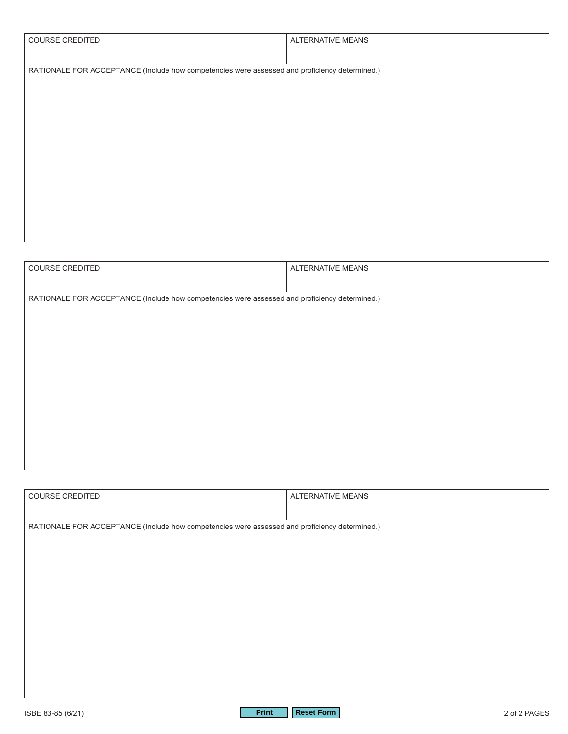| COURSE CREDITED | ALTERNATIVE MEANS |
|---|---|
| RATIONALE FOR ACCEPTANCE (Include how competencies were assessed and proficiency determined.) | |

| COURSE CREDITED | ALTERNATIVE MEANS |
|---|---|
| RATIONALE FOR ACCEPTANCE (Include how competencies were assessed and proficiency determined.) | |

| COURSE CREDITED | ALTERNATIVE MEANS |
|---|---|
| RATIONALE FOR ACCEPTANCE (Include how competencies were assessed and proficiency determined.) | |

ISBE 83-85 (6/21)

Print | Reset Form